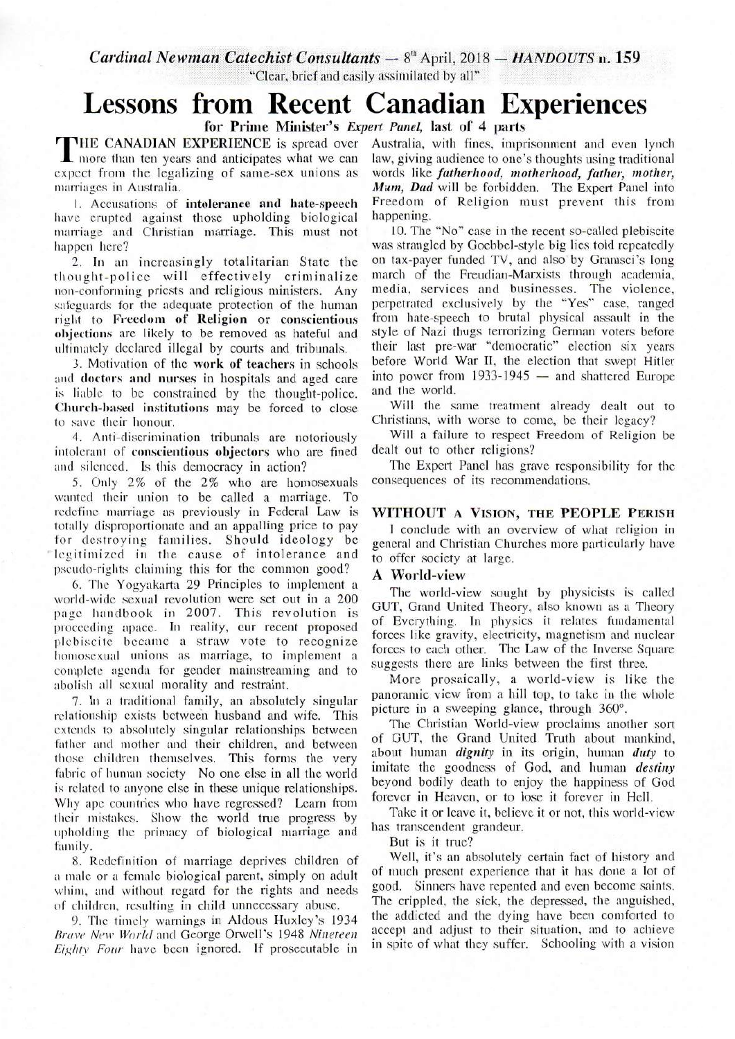*Cardinal Newman Catechist Consultants* — 8th April, 2018 — *HANDOUTS* n. 159

"Clear, brief and easily assimilated by all"

# Lessons from Recent Canadian Experiences

**for Prime Minister's *Expert Panel*, last of 4 parts**

THE CANADIAN EXPERIENCE is spread over more than ten years and anticipates what we can expect from the legalizing of same-sex unions as marriages in Australia.

1. Accusations of **intolerance and hate-speech** have erupted against those upholding biological marriage and Christian marriage. This must not happen here?

2. In an increasingly totalitarian State the thought-police will effectively criminalize non-conforming priests and religious ministers. Any safeguards for the adequate protection of the human right to **Freedom of Religion** or **conscientious objections** are likely to be removed as hateful and ultimately declared illegal by courts and tribunals.

3. Motivation of the **work of teachers** in schools and **doctors and nurses** in hospitals and aged care is liable to be constrained by the thought-police. **Church-based institutions** may be forced to close to save their honour.

4. Anti-discrimination tribunals are notoriously intolerant of **conscientious objectors** who are fined and silenced. Is this democracy in action?

5. Only 2% of the 2% who are homosexuals wanted their union to be called a marriage. To redefine marriage as previously in Federal Law is totally disproportionate and an appalling price to pay for destroying families. Should ideology be legitimized in the cause of intolerance and pseudo-rights claiming this for the common good?

6. The Yogyakarta 29 Principles to implement a world-wide sexual revolution were set out in a 200 page handbook in 2007. This revolution is proceeding apace. In reality, our recent proposed plebiscite became a straw vote to recognize homosexual unions as marriage, to implement a complete agenda for gender mainstreaming and to abolish all sexual morality and restraint.

7. In a traditional family, an absolutely singular relationship exists between husband and wife. This extends to absolutely singular relationships between father and mother and their children, and between those children themselves. This forms the very fabric of human society No one else in all the world is related to anyone else in these unique relationships. Why ape countries who have regressed? Learn from their mistakes. Show the world true progress by upholding the primacy of biological marriage and family.

8. Redefinition of marriage deprives children of a male or a female biological parent, simply on adult whim, and without regard for the rights and needs of children, resulting in child unnecessary abuse.

9. The timely warnings in Aldous Huxley's 1934 *Brave New World* and George Orwell's 1948 *Nineteen Eighty Four* have been ignored. If prosecutable in Australia, with fines, imprisonment and even lynch law, giving audience to one's thoughts using traditional words like ***fatherhood, motherhood, father, mother, Mum, Dad*** will be forbidden. The Expert Panel into Freedom of Religion must prevent this from happening.

10. The "No" case in the recent so-called plebiscite was strangled by Goebbel-style big lies told repeatedly on tax-payer funded TV, and also by Gramsci's long march of the Freudian-Marxists through academia, media, services and businesses. The violence, perpetrated exclusively by the "Yes" case, ranged from hate-speech to brutal physical assault in the style of Nazi thugs terrorizing German voters before their last pre-war "democratic" election six years before World War II, the election that swept Hitler into power from 1933-1945 — and shattered Europe and the world.

Will the same treatment already dealt out to Christians, with worse to come, be their legacy?

Will a failure to respect Freedom of Religion be dealt out to other religions?

The Expert Panel has grave responsibility for the consequences of its recommendations.

## WITHOUT A VISION, THE PEOPLE PERISH

I conclude with an overview of what religion in general and Christian Churches more particularly have to offer society at large.

### A World-view

The world-view sought by physicists is called GUT, Grand United Theory, also known as a Theory of Everything. In physics it relates fundamental forces like gravity, electricity, magnetism and nuclear forces to each other. The Law of the Inverse Square suggests there are links between the first three.

More prosaically, a world-view is like the panoramic view from a hill top, to take in the whole picture in a sweeping glance, through 360°.

The Christian World-view proclaims another sort of GUT, the Grand United Truth about mankind, about human ***dignity*** in its origin, human ***duty*** to imitate the goodness of God, and human ***destiny*** beyond bodily death to enjoy the happiness of God forever in Heaven, or to lose it forever in Hell.

Take it or leave it, believe it or not, this world-view has transcendent grandeur.

But is it true?

Well, it's an absolutely certain fact of history and of much present experience that it has done a lot of good. Sinners have repented and even become saints. The crippled, the sick, the depressed, the anguished, the addicted and the dying have been comforted to accept and adjust to their situation, and to achieve in spite of what they suffer. Schooling with a vision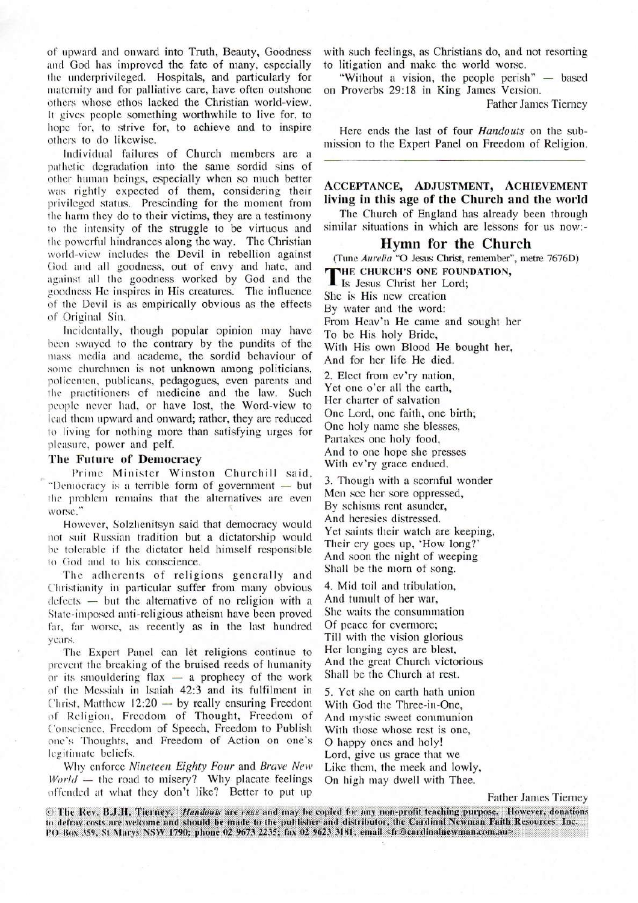of upward and onward into Truth, Beauty, Goodness and God has improved the fate of many, especially the underprivileged. Hospitals, and particularly for maternity and for palliative care, have often outshone others whose ethos lacked the Christian world-view. It gives people something worthwhile to live for, to hope for, to strive for, to achieve and to inspire others to do likewise.

Individual failures of Church members are a pathetic degradation into the same sordid sins of other human beings, especially when so much better was rightly expected of them, considering their privileged status. Prescinding for the moment from the harm they do to their victims, they are a testimony to the intensity of the struggle to be virtuous and the powerful hindrances along the way. The Christian world-view includes the Devil in rebellion against God and all goodness, out of envy and hate, and against all the goodness worked by God and the goodness He inspires in His creatures. The influence of the Devil is as empirically obvious as the effects of Original Sin.

Incidentally, though popular opinion may have been swayed to the contrary by the pundits of the mass media and academe, the sordid behaviour of some churchmen is not unknown among politicians, policemen, publicans, pedagogues, even parents and the practitioners of medicine and the law. Such people never had, or have lost, the Word-view to lead them upward and onward; rather, they are reduced to living for nothing more than satisfying urges for pleasure, power and pelf.

### The Future of Democracy

Prime Minister Winston Churchill said, "Democracy is a terrible form of government — but the problem remains that the alternatives are even worse."

However, Solzhenitsyn said that democracy would not suit Russian tradition but a dictatorship would be tolerable if the dictator held himself responsible to God and to his conscience.

The adherents of religions generally and Christianity in particular suffer from many obvious defects — but the alternative of no religion with a State-imposed anti-religious atheism have been proved far, far worse, as recently as in the last hundred years.

The Expert Panel can let religions continue to prevent the breaking of the bruised reeds of humanity or its smouldering flax — a prophecy of the work of the Messiah in Isaiah 42:3 and its fulfilment in Christ, Matthew 12:20 — by really ensuring Freedom of Religion, Freedom of Thought, Freedom of Conscience, Freedom of Speech, Freedom to Publish one's Thoughts, and Freedom of Action on one's legitimate beliefs.

Why enforce *Nineteen Eighty Four* and *Brave New World* — the road to misery? Why placate feelings offended at what they don't like? Better to put up with such feelings, as Christians do, and not resorting to litigation and make the world worse.

"Without a vision, the people perish" — based on Proverbs 29:18 in King James Version.

Father James Tierney

Here ends the last of four *Handouts* on the submission to the Expert Panel on Freedom of Religion.

---

## ACCEPTANCE, ADJUSTMENT, ACHIEVEMENT living in this age of the Church and the world

The Church of England has already been through similar situations in which are lessons for us now:-

### Hymn for the Church

(Tune *Aurelia* "O Jesus Christ, remember", metre 7676D)

THE CHURCH'S ONE FOUNDATION,
Is Jesus Christ her Lord;
She is His new creation
By water and the word:
From Heav'n He came and sought her
To be His holy Bride,
With His own Blood He bought her,
And for her life He died.

2. Elect from ev'ry nation,
Yet one o'er all the earth,
Her charter of salvation
One Lord, one faith, one birth;
One holy name she blesses,
Partakes one holy food,
And to one hope she presses
With ev'ry grace endued.

3. Though with a scornful wonder
Men see her sore oppressed,
By schisms rent asunder,
And heresies distressed.
Yet saints their watch are keeping,
Their cry goes up, 'How long?'
And soon the night of weeping
Shall be the morn of song.

4. Mid toil and tribulation,
And tumult of her war,
She waits the consummation
Of peace for evermore;
Till with the vision glorious
Her longing eyes are blest,
And the great Church victorious
Shall be the Church at rest.

5. Yet she on earth hath union
With God the Three-in-One,
And mystic sweet communion
With those whose rest is one,
O happy ones and holy!
Lord, give us grace that we
Like them, the meek and lowly,
On high may dwell with Thee.

Father James Tierney

© The Rev. B.J.H. Tierney. *Handouts* are FREE and may be copied for any non-profit teaching purpose. However, donations to defray costs are welcome and should be made to the publisher and distributor, the Cardinal Newman Faith Resources Inc. PO Box 359, St Marys NSW 1790; phone 02 9673 2235; fax 02 9623 3181; email <fr@cardinalnewman.com.au>